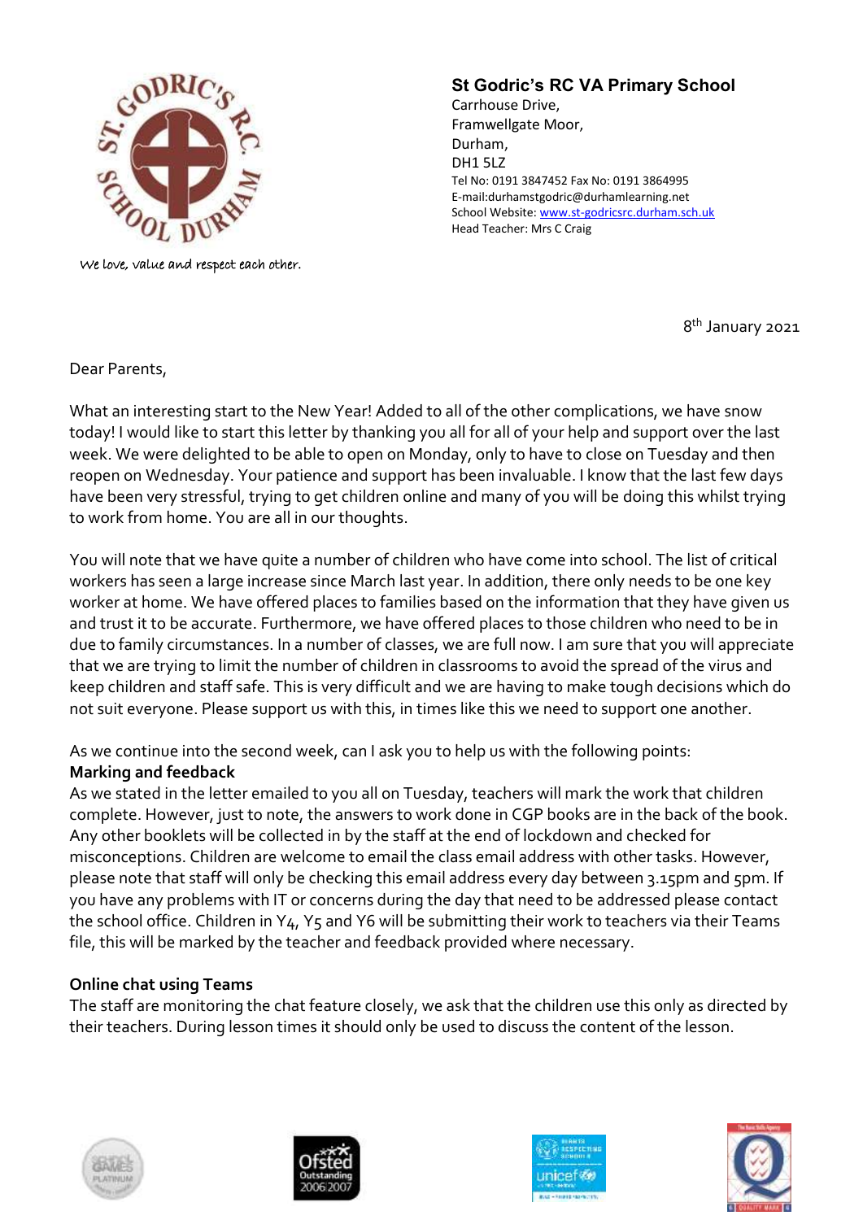We love, value and respect each other.

**St Godric's RC VA Primary School**
Carrhouse Drive,
Framwellgate Moor,
Durham,
DH1 5LZ
Tel No: 0191 3847452 Fax No: 0191 3864995
E-mail:durhamstgodric@durhamlearning.net
School Website: www.st-godricsrc.durham.sch.uk
Head Teacher: Mrs C Craig

8th January 2021

Dear Parents,

What an interesting start to the New Year! Added to all of the other complications, we have snow today! I would like to start this letter by thanking you all for all of your help and support over the last week. We were delighted to be able to open on Monday, only to have to close on Tuesday and then reopen on Wednesday. Your patience and support has been invaluable. I know that the last few days have been very stressful, trying to get children online and many of you will be doing this whilst trying to work from home. You are all in our thoughts.

You will note that we have quite a number of children who have come into school. The list of critical workers has seen a large increase since March last year. In addition, there only needs to be one key worker at home. We have offered places to families based on the information that they have given us and trust it to be accurate. Furthermore, we have offered places to those children who need to be in due to family circumstances. In a number of classes, we are full now. I am sure that you will appreciate that we are trying to limit the number of children in classrooms to avoid the spread of the virus and keep children and staff safe. This is very difficult and we are having to make tough decisions which do not suit everyone. Please support us with this, in times like this we need to support one another.

As we continue into the second week, can I ask you to help us with the following points:

**Marking and feedback**

As we stated in the letter emailed to you all on Tuesday, teachers will mark the work that children complete. However, just to note, the answers to work done in CGP books are in the back of the book. Any other booklets will be collected in by the staff at the end of lockdown and checked for misconceptions. Children are welcome to email the class email address with other tasks. However, please note that staff will only be checking this email address every day between 3.15pm and 5pm. If you have any problems with IT or concerns during the day that need to be addressed please contact the school office. Children in Y4, Y5 and Y6 will be submitting their work to teachers via their Teams file, this will be marked by the teacher and feedback provided where necessary.

**Online chat using Teams**

The staff are monitoring the chat feature closely, we ask that the children use this only as directed by their teachers. During lesson times it should only be used to discuss the content of the lesson.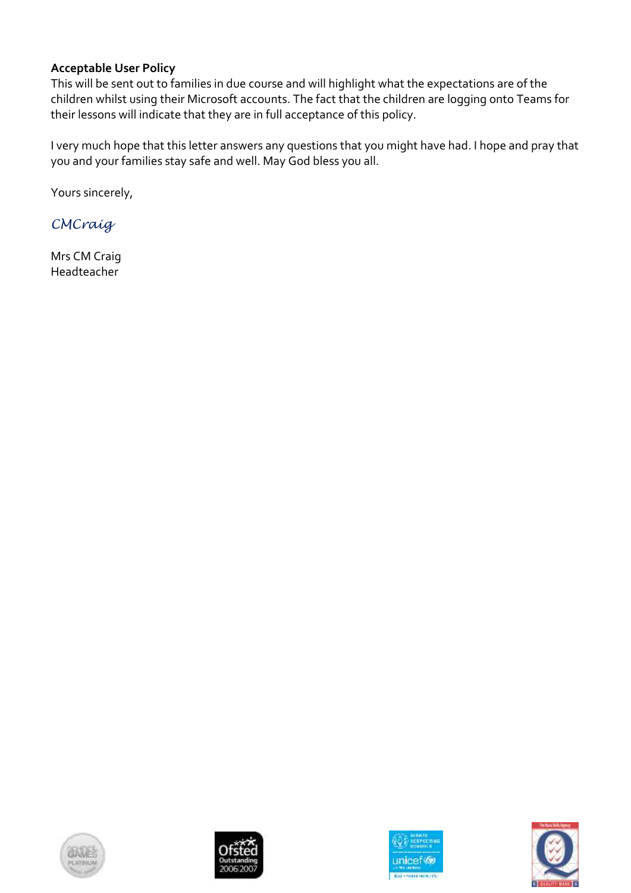**Acceptable User Policy**
This will be sent out to families in due course and will highlight what the expectations are of the children whilst using their Microsoft accounts. The fact that the children are logging onto Teams for their lessons will indicate that they are in full acceptance of this policy.

I very much hope that this letter answers any questions that you might have had. I hope and pray that you and your families stay safe and well. May God bless you all.

Yours sincerely,

*CMCraig*

Mrs CM Craig
Headteacher